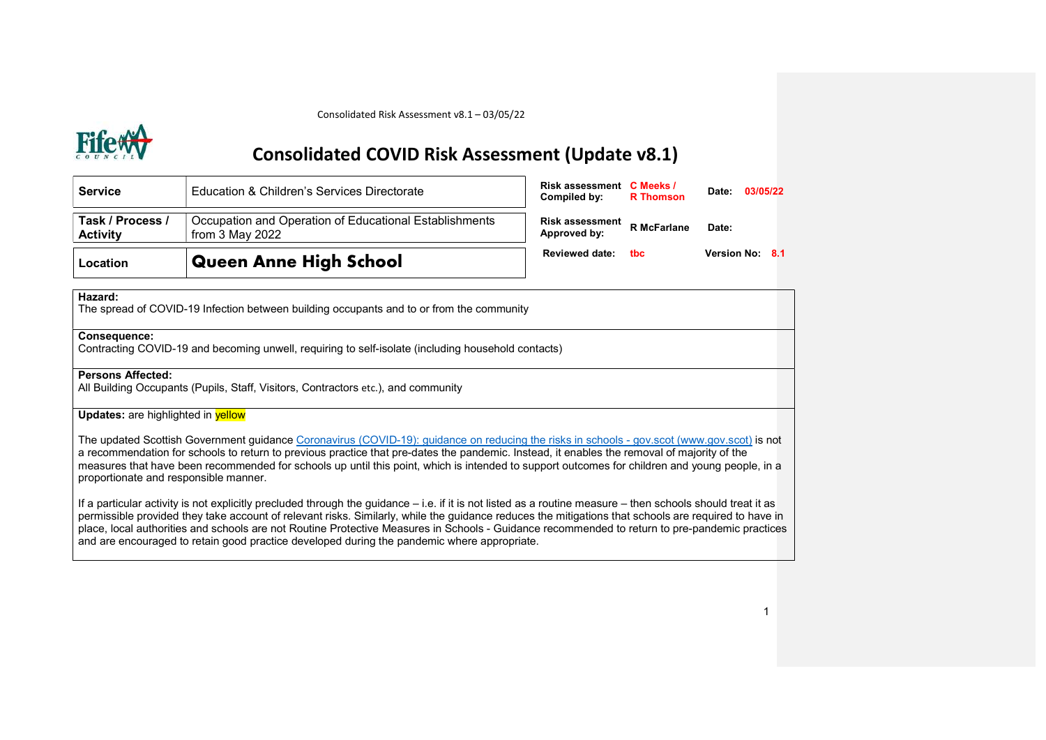Consolidated Risk Assessment v8.1 – 03/05/22

# Consolidated COVID Risk Assessment (Update v8.1)

| | | | | | |
|---|---|---|---|---|---|
| **Service** | Education & Children's Services Directorate | **Risk assessment Compiled by:** | C Meeks / R Thomson | **Date:** | 03/05/22 |
| **Task / Process / Activity** | Occupation and Operation of Educational Establishments from 3 May 2022 | **Risk assessment Approved by:** | R McFarlane | **Date:** | |
| **Location** | **Queen Anne High School** | **Reviewed date:** | tbc | **Version No:** | 8.1 |

**Hazard:**
The spread of COVID-19 Infection between building occupants and to or from the community

**Consequence:**
Contracting COVID-19 and becoming unwell, requiring to self-isolate (including household contacts)

**Persons Affected:**
All Building Occupants (Pupils, Staff, Visitors, Contractors etc.), and community

**Updates:** are highlighted in yellow

The updated Scottish Government guidance [Coronavirus (COVID-19): guidance on reducing the risks in schools - gov.scot (www.gov.scot)](https://www.gov.scot) is not a recommendation for schools to return to previous practice that pre-dates the pandemic. Instead, it enables the removal of majority of the measures that have been recommended for schools up until this point, which is intended to support outcomes for children and young people, in a proportionate and responsible manner.

If a particular activity is not explicitly precluded through the guidance – i.e. if it is not listed as a routine measure – then schools should treat it as permissible provided they take account of relevant risks. Similarly, while the guidance reduces the mitigations that schools are required to have in place, local authorities and schools are not Routine Protective Measures in Schools - Guidance recommended to return to pre-pandemic practices and are encouraged to retain good practice developed during the pandemic where appropriate.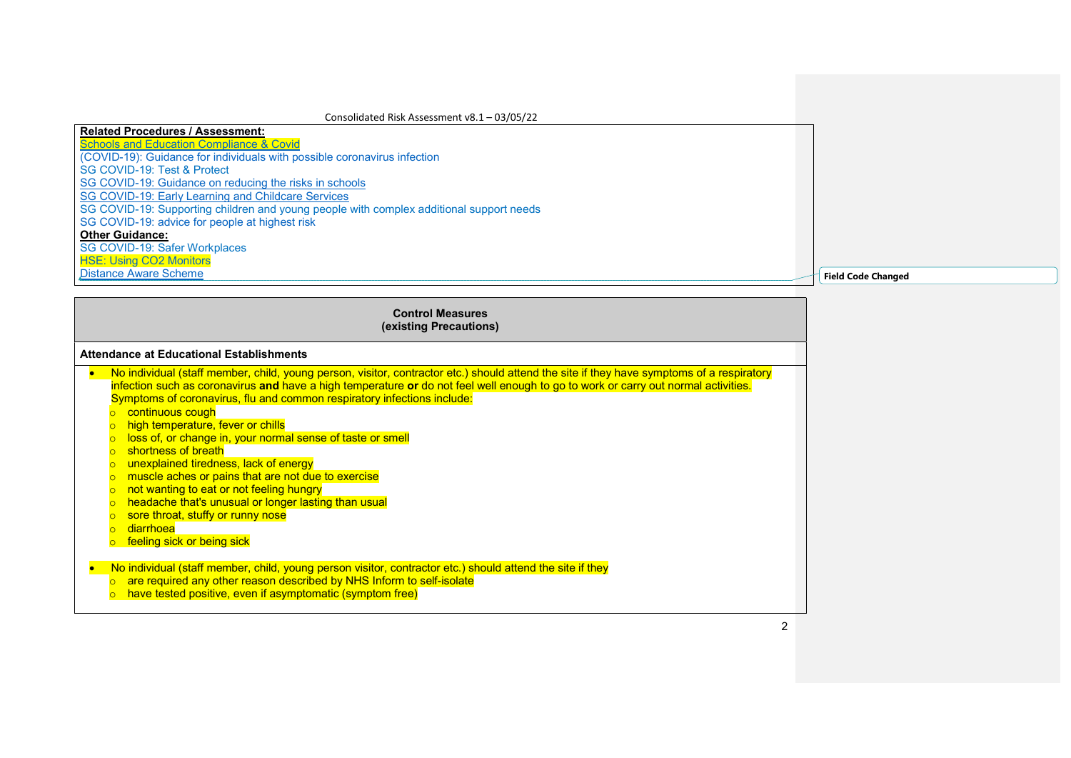**Related Procedures / Assessment:**

Schools and Education Compliance & Covid
(COVID-19): Guidance for individuals with possible coronavirus infection
SG COVID-19: Test & Protect
SG COVID-19: Guidance on reducing the risks in schools
SG COVID-19: Early Learning and Childcare Services
SG COVID-19: Supporting children and young people with complex additional support needs
SG COVID-19: advice for people at highest risk

**Other Guidance:**

SG COVID-19: Safer Workplaces
HSE: Using CO2 Monitors
Distance Aware Scheme

Field Code Changed

**Control Measures**
**(existing Precautions)**

**Attendance at Educational Establishments**

- No individual (staff member, child, young person, visitor, contractor etc.) should attend the site if they have symptoms of a respiratory infection such as coronavirus **and** have a high temperature **or** do not feel well enough to go to work or carry out normal activities. Symptoms of coronavirus, flu and common respiratory infections include:
  - continuous cough
  - high temperature, fever or chills
  - loss of, or change in, your normal sense of taste or smell
  - shortness of breath
  - unexplained tiredness, lack of energy
  - muscle aches or pains that are not due to exercise
  - not wanting to eat or not feeling hungry
  - headache that's unusual or longer lasting than usual
  - sore throat, stuffy or runny nose
  - diarrhoea
  - feeling sick or being sick

- No individual (staff member, child, young person visitor, contractor etc.) should attend the site if they
  - are required any other reason described by NHS Inform to self-isolate
  - have tested positive, even if asymptomatic (symptom free)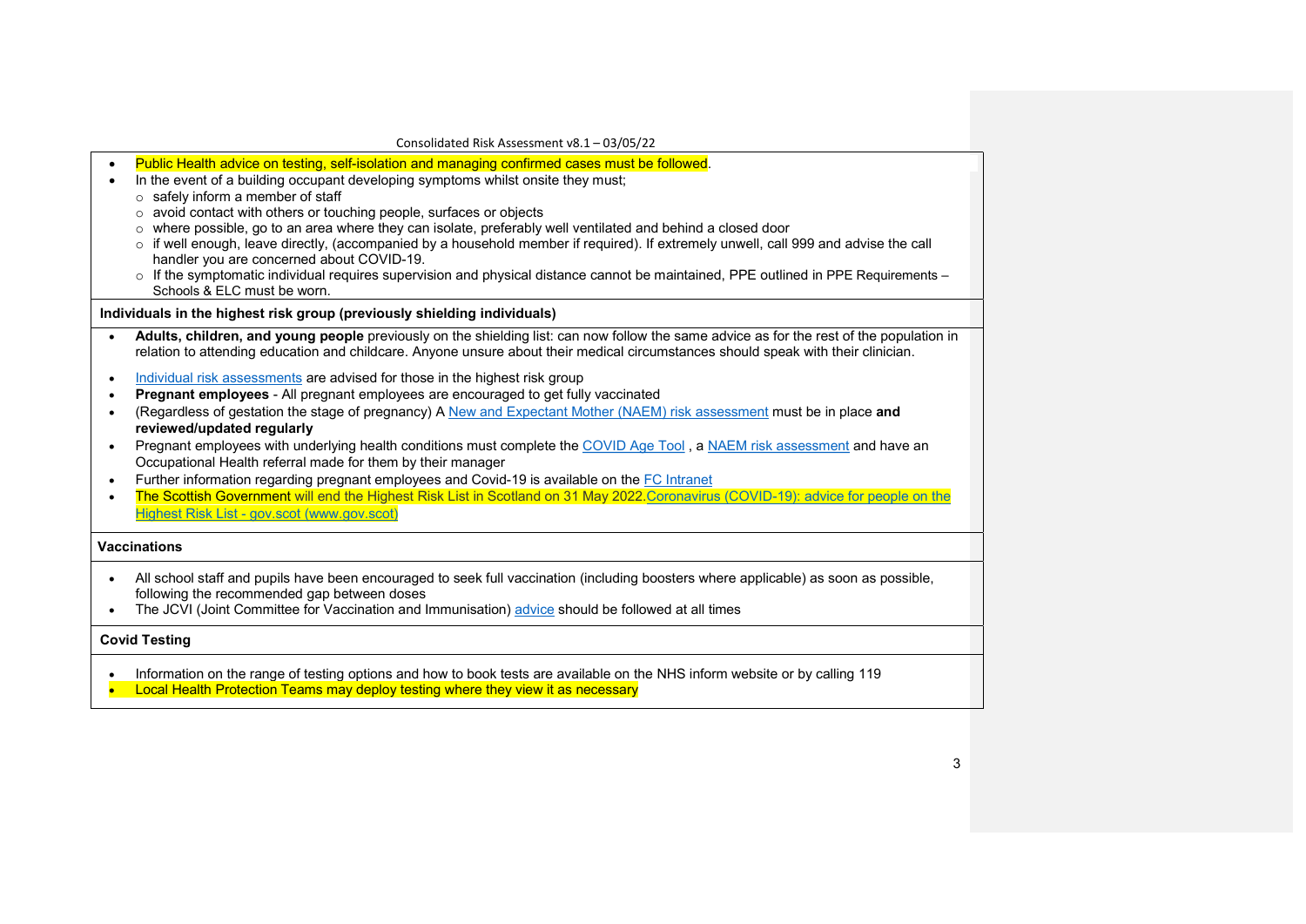- Public Health advice on testing, self-isolation and managing confirmed cases must be followed.
- In the event of a building occupant developing symptoms whilst onsite they must;
  - safely inform a member of staff
  - avoid contact with others or touching people, surfaces or objects
  - where possible, go to an area where they can isolate, preferably well ventilated and behind a closed door
  - if well enough, leave directly, (accompanied by a household member if required). If extremely unwell, call 999 and advise the call handler you are concerned about COVID-19.
  - If the symptomatic individual requires supervision and physical distance cannot be maintained, PPE outlined in PPE Requirements – Schools & ELC must be worn.

**Individuals in the highest risk group (previously shielding individuals)**

- **Adults, children, and young people** previously on the shielding list: can now follow the same advice as for the rest of the population in relation to attending education and childcare. Anyone unsure about their medical circumstances should speak with their clinician.
- Individual risk assessments are advised for those in the highest risk group
- **Pregnant employees** - All pregnant employees are encouraged to get fully vaccinated
- (Regardless of gestation the stage of pregnancy) A New and Expectant Mother (NAEM) risk assessment must be in place **and reviewed/updated regularly**
- Pregnant employees with underlying health conditions must complete the COVID Age Tool , a NAEM risk assessment and have an Occupational Health referral made for them by their manager
- Further information regarding pregnant employees and Covid-19 is available on the FC Intranet
- The Scottish Government will end the Highest Risk List in Scotland on 31 May 2022.Coronavirus (COVID-19): advice for people on the Highest Risk List - gov.scot (www.gov.scot)

**Vaccinations**

- All school staff and pupils have been encouraged to seek full vaccination (including boosters where applicable) as soon as possible, following the recommended gap between doses
- The JCVI (Joint Committee for Vaccination and Immunisation) advice should be followed at all times

**Covid Testing**

- Information on the range of testing options and how to book tests are available on the NHS inform website or by calling 119
- Local Health Protection Teams may deploy testing where they view it as necessary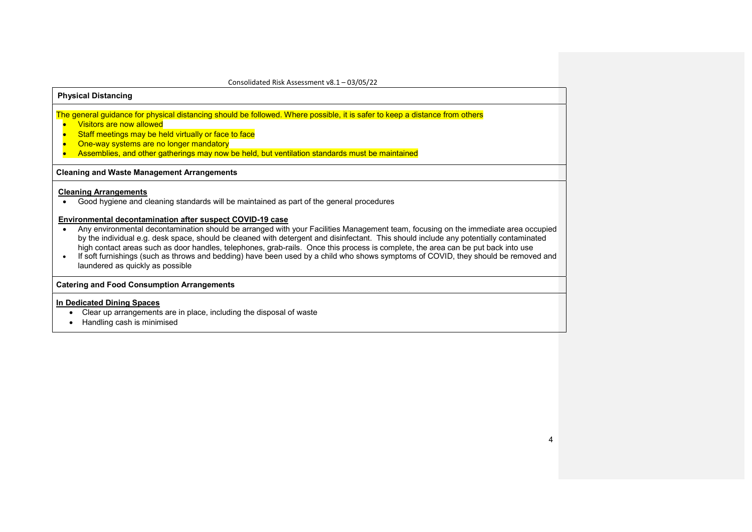**Physical Distancing**

The general guidance for physical distancing should be followed. Where possible, it is safer to keep a distance from others

- Visitors are now allowed
- Staff meetings may be held virtually or face to face
- One-way systems are no longer mandatory
- Assemblies, and other gatherings may now be held, but ventilation standards must be maintained

**Cleaning and Waste Management Arrangements**

**Cleaning Arrangements**

- Good hygiene and cleaning standards will be maintained as part of the general procedures

**Environmental decontamination after suspect COVID-19 case**

- Any environmental decontamination should be arranged with your Facilities Management team, focusing on the immediate area occupied by the individual e.g. desk space, should be cleaned with detergent and disinfectant. This should include any potentially contaminated high contact areas such as door handles, telephones, grab-rails. Once this process is complete, the area can be put back into use
- If soft furnishings (such as throws and bedding) have been used by a child who shows symptoms of COVID, they should be removed and laundered as quickly as possible

**Catering and Food Consumption Arrangements**

**In Dedicated Dining Spaces**

- Clear up arrangements are in place, including the disposal of waste
- Handling cash is minimised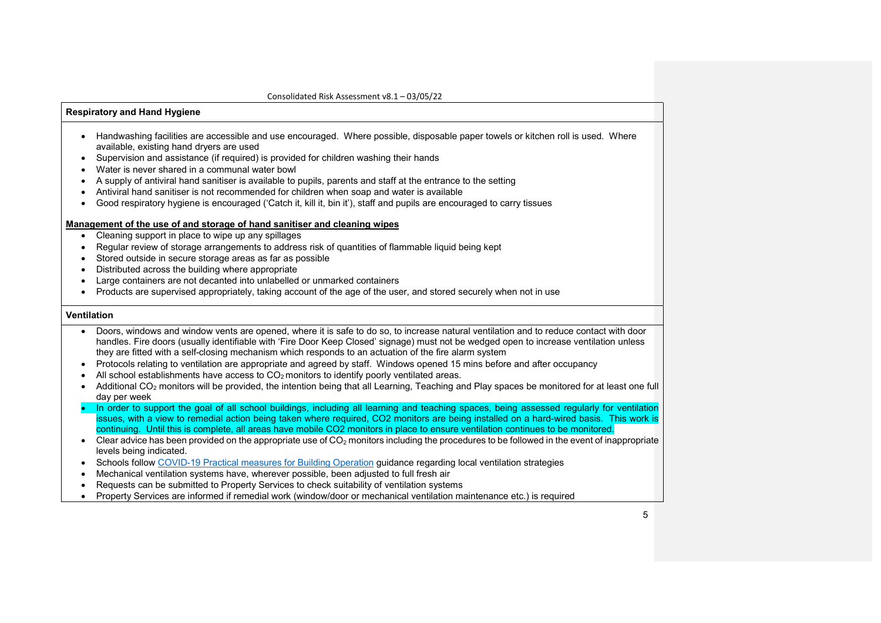## Respiratory and Hand Hygiene

- Handwashing facilities are accessible and use encouraged. Where possible, disposable paper towels or kitchen roll is used. Where available, existing hand dryers are used
- Supervision and assistance (if required) is provided for children washing their hands
- Water is never shared in a communal water bowl
- A supply of antiviral hand sanitiser is available to pupils, parents and staff at the entrance to the setting
- Antiviral hand sanitiser is not recommended for children when soap and water is available
- Good respiratory hygiene is encouraged ('Catch it, kill it, bin it'), staff and pupils are encouraged to carry tissues

**Management of the use of and storage of hand sanitiser and cleaning wipes**

- Cleaning support in place to wipe up any spillages
- Regular review of storage arrangements to address risk of quantities of flammable liquid being kept
- Stored outside in secure storage areas as far as possible
- Distributed across the building where appropriate
- Large containers are not decanted into unlabelled or unmarked containers
- Products are supervised appropriately, taking account of the age of the user, and stored securely when not in use

## Ventilation

- Doors, windows and window vents are opened, where it is safe to do so, to increase natural ventilation and to reduce contact with door handles. Fire doors (usually identifiable with 'Fire Door Keep Closed' signage) must not be wedged open to increase ventilation unless they are fitted with a self-closing mechanism which responds to an actuation of the fire alarm system
- Protocols relating to ventilation are appropriate and agreed by staff. Windows opened 15 mins before and after occupancy
- All school establishments have access to $CO_2$ monitors to identify poorly ventilated areas.
- Additional $CO_2$ monitors will be provided, the intention being that all Learning, Teaching and Play spaces be monitored for at least one full day per week
- In order to support the goal of all school buildings, including all learning and teaching spaces, being assessed regularly for ventilation issues, with a view to remedial action being taken where required, CO2 monitors are being installed on a hard-wired basis. This work is continuing. Until this is complete, all areas have mobile CO2 monitors in place to ensure ventilation continues to be monitored.
- Clear advice has been provided on the appropriate use of $CO_2$ monitors including the procedures to be followed in the event of inappropriate levels being indicated.
- Schools follow COVID-19 Practical measures for Building Operation guidance regarding local ventilation strategies
- Mechanical ventilation systems have, wherever possible, been adjusted to full fresh air
- Requests can be submitted to Property Services to check suitability of ventilation systems
- Property Services are informed if remedial work (window/door or mechanical ventilation maintenance etc.) is required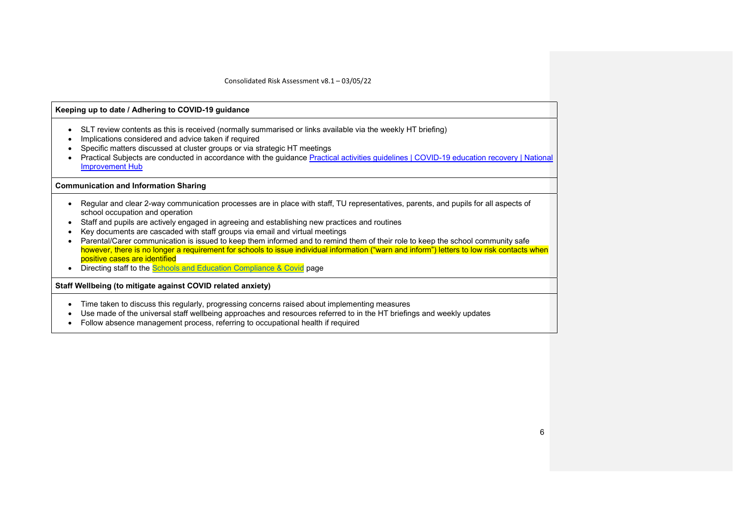**Keeping up to date / Adhering to COVID-19 guidance**

- SLT review contents as this is received (normally summarised or links available via the weekly HT briefing)
- Implications considered and advice taken if required
- Specific matters discussed at cluster groups or via strategic HT meetings
- Practical Subjects are conducted in accordance with the guidance [Practical activities guidelines | COVID-19 education recovery | National Improvement Hub]

**Communication and Information Sharing**

- Regular and clear 2-way communication processes are in place with staff, TU representatives, parents, and pupils for all aspects of school occupation and operation
- Staff and pupils are actively engaged in agreeing and establishing new practices and routines
- Key documents are cascaded with staff groups via email and virtual meetings
- Parental/Carer communication is issued to keep them informed and to remind them of their role to keep the school community safe however, there is no longer a requirement for schools to issue individual information ("warn and inform") letters to low risk contacts when positive cases are identified
- Directing staff to the [Schools and Education Compliance & Covid] page

**Staff Wellbeing (to mitigate against COVID related anxiety)**

- Time taken to discuss this regularly, progressing concerns raised about implementing measures
- Use made of the universal staff wellbeing approaches and resources referred to in the HT briefings and weekly updates
- Follow absence management process, referring to occupational health if required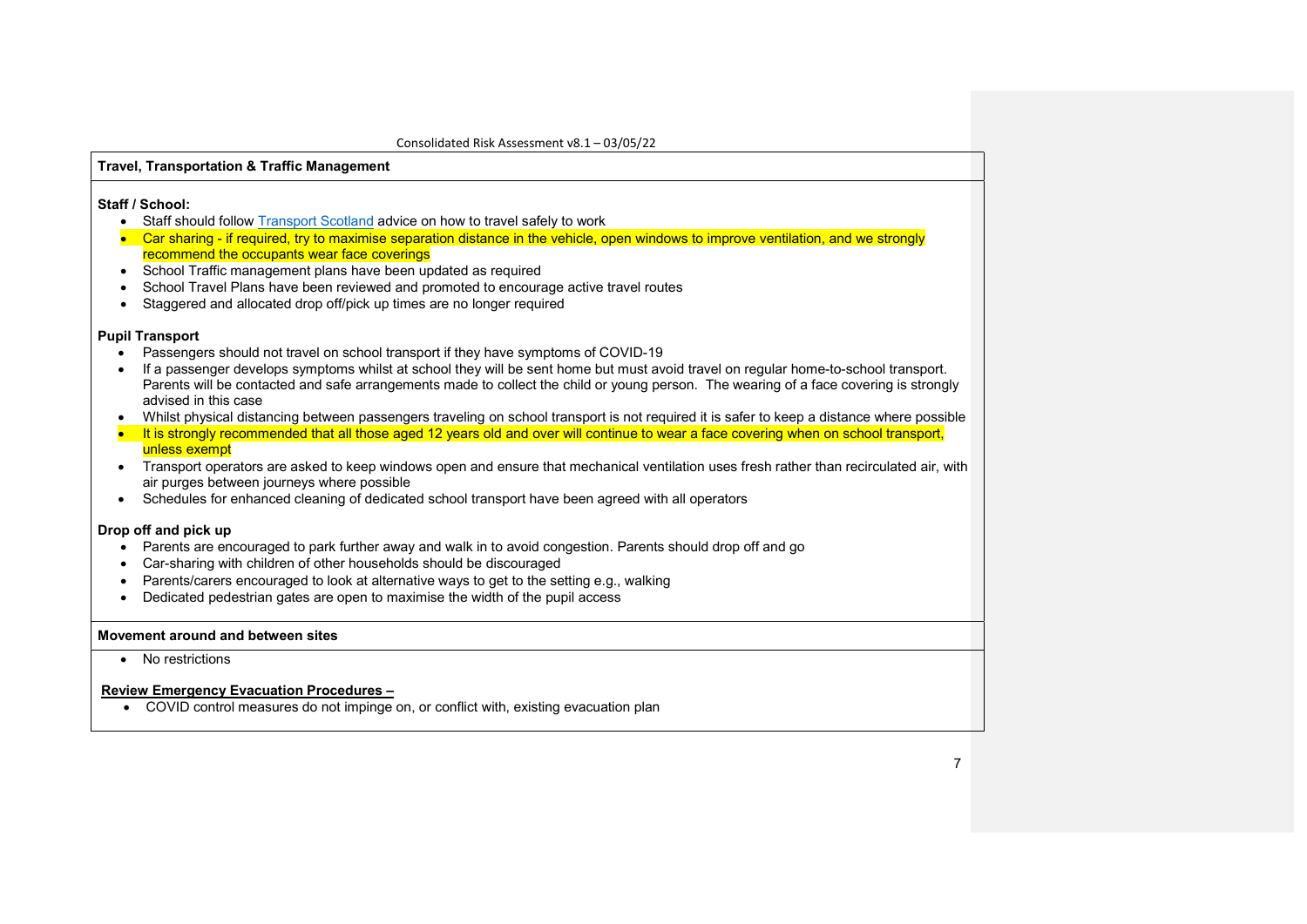## Travel, Transportation & Traffic Management

**Staff / School:**

- Staff should follow Transport Scotland advice on how to travel safely to work
- Car sharing - if required, try to maximise separation distance in the vehicle, open windows to improve ventilation, and we strongly recommend the occupants wear face coverings
- School Traffic management plans have been updated as required
- School Travel Plans have been reviewed and promoted to encourage active travel routes
- Staggered and allocated drop off/pick up times are no longer required

**Pupil Transport**

- Passengers should not travel on school transport if they have symptoms of COVID-19
- If a passenger develops symptoms whilst at school they will be sent home but must avoid travel on regular home-to-school transport. Parents will be contacted and safe arrangements made to collect the child or young person. The wearing of a face covering is strongly advised in this case
- Whilst physical distancing between passengers traveling on school transport is not required it is safer to keep a distance where possible
- It is strongly recommended that all those aged 12 years old and over will continue to wear a face covering when on school transport, unless exempt
- Transport operators are asked to keep windows open and ensure that mechanical ventilation uses fresh rather than recirculated air, with air purges between journeys where possible
- Schedules for enhanced cleaning of dedicated school transport have been agreed with all operators

**Drop off and pick up**

- Parents are encouraged to park further away and walk in to avoid congestion. Parents should drop off and go
- Car-sharing with children of other households should be discouraged
- Parents/carers encouraged to look at alternative ways to get to the setting e.g., walking
- Dedicated pedestrian gates are open to maximise the width of the pupil access

## Movement around and between sites

- No restrictions

**Review Emergency Evacuation Procedures –**

- COVID control measures do not impinge on, or conflict with, existing evacuation plan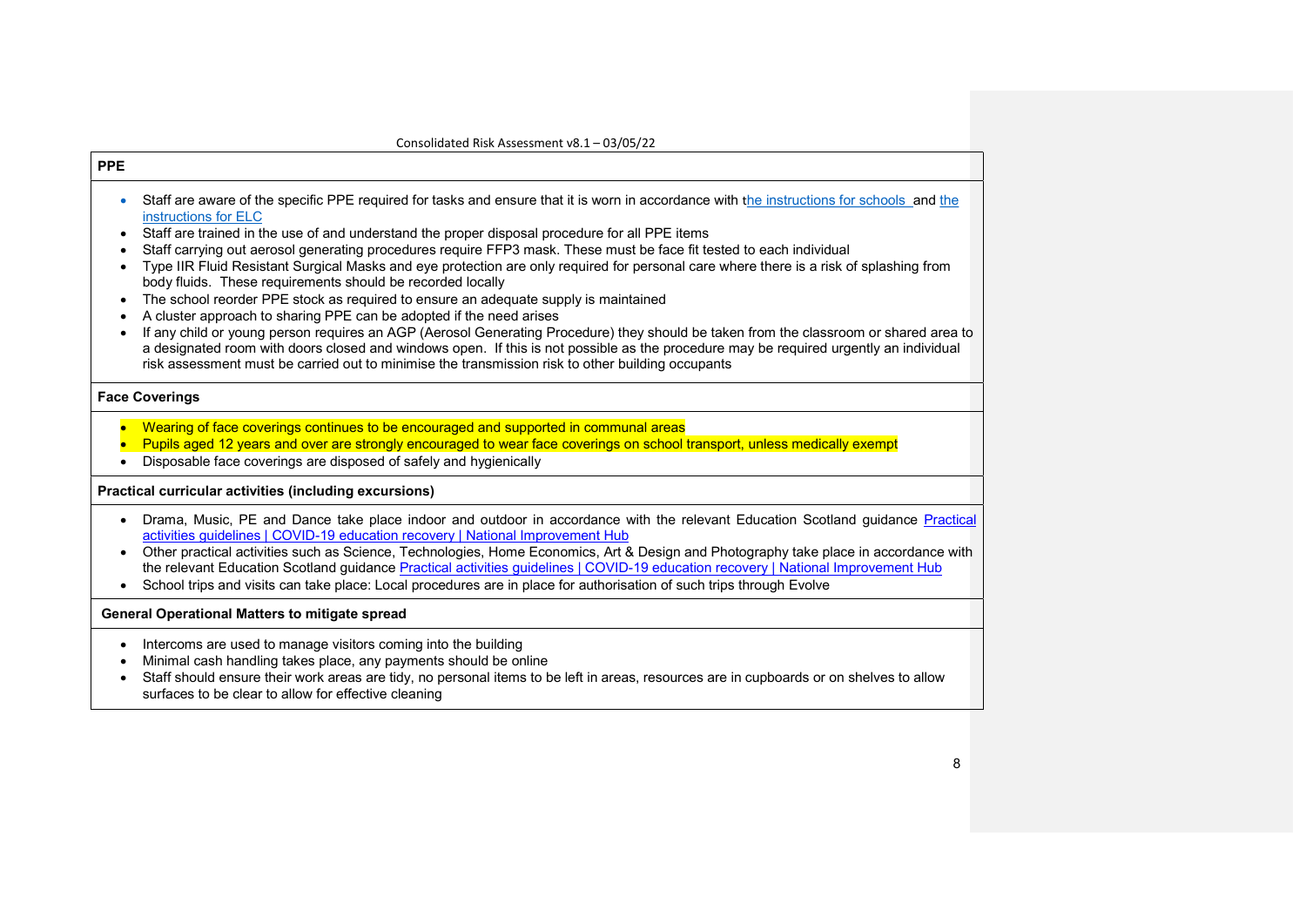**PPE**

- Staff are aware of the specific PPE required for tasks and ensure that it is worn in accordance with the instructions for schools and the instructions for ELC
- Staff are trained in the use of and understand the proper disposal procedure for all PPE items
- Staff carrying out aerosol generating procedures require FFP3 mask. These must be face fit tested to each individual
- Type IIR Fluid Resistant Surgical Masks and eye protection are only required for personal care where there is a risk of splashing from body fluids. These requirements should be recorded locally
- The school reorder PPE stock as required to ensure an adequate supply is maintained
- A cluster approach to sharing PPE can be adopted if the need arises
- If any child or young person requires an AGP (Aerosol Generating Procedure) they should be taken from the classroom or shared area to a designated room with doors closed and windows open. If this is not possible as the procedure may be required urgently an individual risk assessment must be carried out to minimise the transmission risk to other building occupants

**Face Coverings**

- Wearing of face coverings continues to be encouraged and supported in communal areas
- Pupils aged 12 years and over are strongly encouraged to wear face coverings on school transport, unless medically exempt
- Disposable face coverings are disposed of safely and hygienically

**Practical curricular activities (including excursions)**

- Drama, Music, PE and Dance take place indoor and outdoor in accordance with the relevant Education Scotland guidance Practical activities guidelines | COVID-19 education recovery | National Improvement Hub
- Other practical activities such as Science, Technologies, Home Economics, Art & Design and Photography take place in accordance with the relevant Education Scotland guidance Practical activities guidelines | COVID-19 education recovery | National Improvement Hub
- School trips and visits can take place: Local procedures are in place for authorisation of such trips through Evolve

**General Operational Matters to mitigate spread**

- Intercoms are used to manage visitors coming into the building
- Minimal cash handling takes place, any payments should be online
- Staff should ensure their work areas are tidy, no personal items to be left in areas, resources are in cupboards or on shelves to allow surfaces to be clear to allow for effective cleaning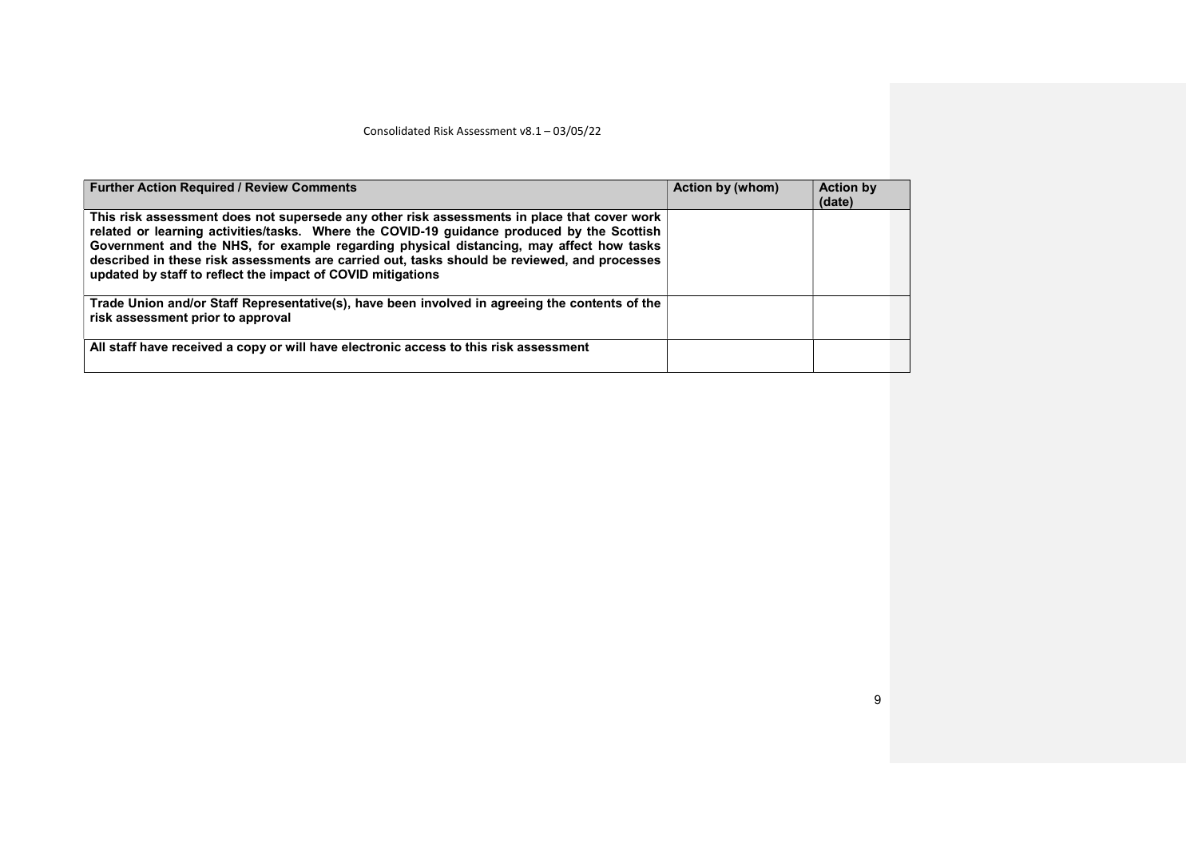| Further Action Required / Review Comments | Action by (whom) | Action by (date) |
|---|---|---|
| **This risk assessment does not supersede any other risk assessments in place that cover work related or learning activities/tasks. Where the COVID-19 guidance produced by the Scottish Government and the NHS, for example regarding physical distancing, may affect how tasks described in these risk assessments are carried out, tasks should be reviewed, and processes updated by staff to reflect the impact of COVID mitigations** | | |
| **Trade Union and/or Staff Representative(s), have been involved in agreeing the contents of the risk assessment prior to approval** | | |
| **All staff have received a copy or will have electronic access to this risk assessment** | | |